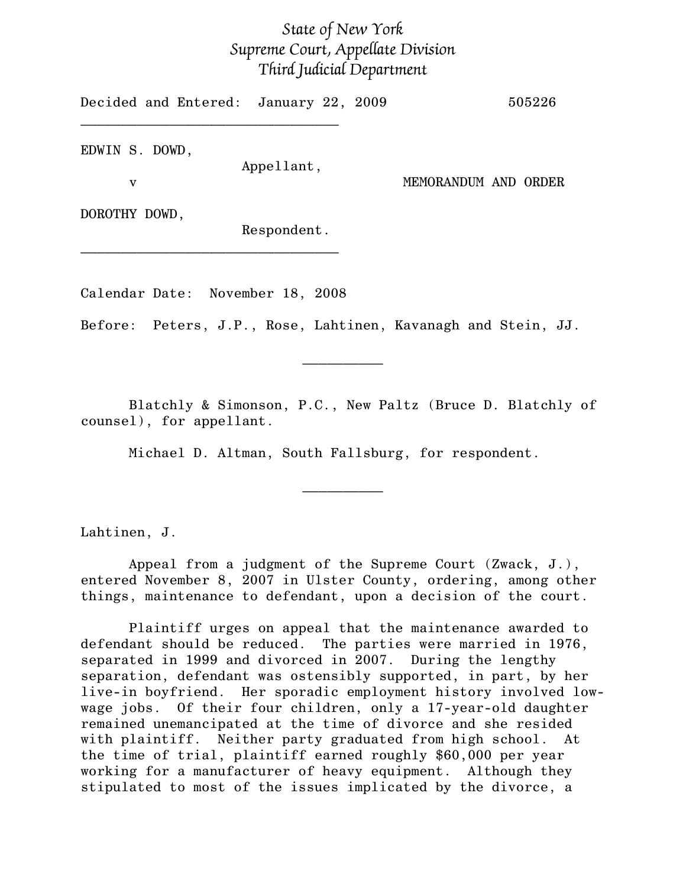*State of New York*
*Supreme Court, Appellate Division*
*Third Judicial Department*

Decided and Entered: January 22, 2009 505226

---

EDWIN S. DOWD,
Appellant,

v MEMORANDUM AND ORDER

DOROTHY DOWD,
Respondent.

---

Calendar Date: November 18, 2008

Before: Peters, J.P., Rose, Lahtinen, Kavanagh and Stein, JJ.

---

Blatchly & Simonson, P.C., New Paltz (Bruce D. Blatchly of counsel), for appellant.

Michael D. Altman, South Fallsburg, for respondent.

---

Lahtinen, J.

Appeal from a judgment of the Supreme Court (Zwack, J.), entered November 8, 2007 in Ulster County, ordering, among other things, maintenance to defendant, upon a decision of the court.

Plaintiff urges on appeal that the maintenance awarded to defendant should be reduced. The parties were married in 1976, separated in 1999 and divorced in 2007. During the lengthy separation, defendant was ostensibly supported, in part, by her live-in boyfriend. Her sporadic employment history involved low-wage jobs. Of their four children, only a 17-year-old daughter remained unemancipated at the time of divorce and she resided with plaintiff. Neither party graduated from high school. At the time of trial, plaintiff earned roughly $60,000 per year working for a manufacturer of heavy equipment. Although they stipulated to most of the issues implicated by the divorce, a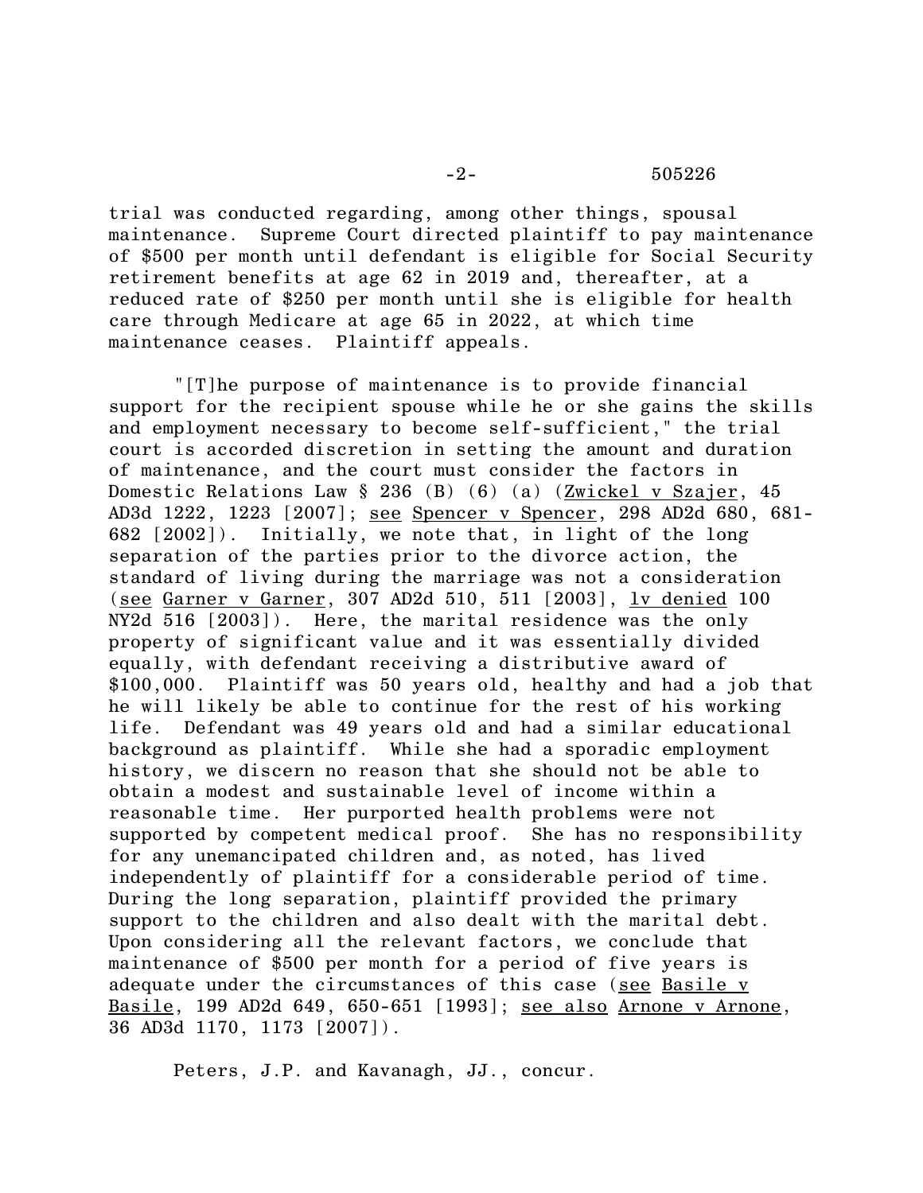trial was conducted regarding, among other things, spousal maintenance. Supreme Court directed plaintiff to pay maintenance of $500 per month until defendant is eligible for Social Security retirement benefits at age 62 in 2019 and, thereafter, at a reduced rate of $250 per month until she is eligible for health care through Medicare at age 65 in 2022, at which time maintenance ceases. Plaintiff appeals.

"[T]he purpose of maintenance is to provide financial support for the recipient spouse while he or she gains the skills and employment necessary to become self-sufficient," the trial court is accorded discretion in setting the amount and duration of maintenance, and the court must consider the factors in Domestic Relations Law § 236 (B) (6) (a) (Zwickel v Szajer, 45 AD3d 1222, 1223 [2007]; see Spencer v Spencer, 298 AD2d 680, 681-682 [2002]). Initially, we note that, in light of the long separation of the parties prior to the divorce action, the standard of living during the marriage was not a consideration (see Garner v Garner, 307 AD2d 510, 511 [2003], lv denied 100 NY2d 516 [2003]). Here, the marital residence was the only property of significant value and it was essentially divided equally, with defendant receiving a distributive award of $100,000. Plaintiff was 50 years old, healthy and had a job that he will likely be able to continue for the rest of his working life. Defendant was 49 years old and had a similar educational background as plaintiff. While she had a sporadic employment history, we discern no reason that she should not be able to obtain a modest and sustainable level of income within a reasonable time. Her purported health problems were not supported by competent medical proof. She has no responsibility for any unemancipated children and, as noted, has lived independently of plaintiff for a considerable period of time. During the long separation, plaintiff provided the primary support to the children and also dealt with the marital debt. Upon considering all the relevant factors, we conclude that maintenance of $500 per month for a period of five years is adequate under the circumstances of this case (see Basile v Basile, 199 AD2d 649, 650-651 [1993]; see also Arnone v Arnone, 36 AD3d 1170, 1173 [2007]).

Peters, J.P. and Kavanagh, JJ., concur.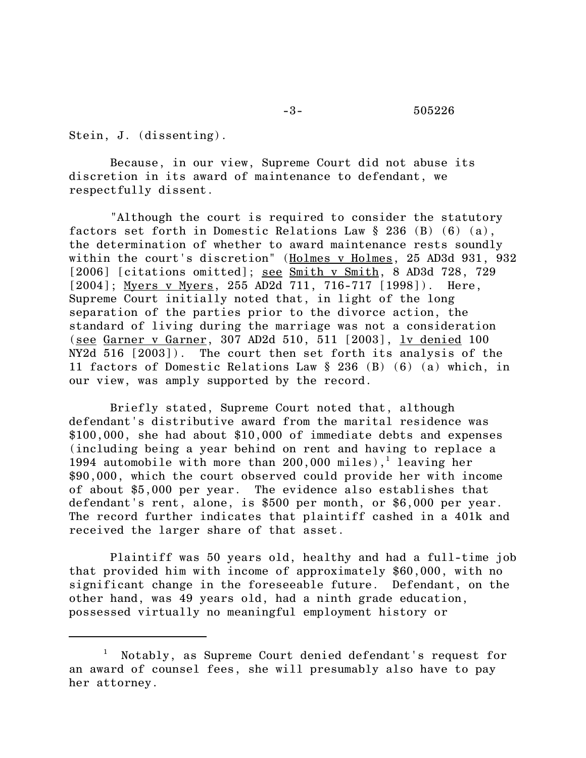Stein, J. (dissenting).

Because, in our view, Supreme Court did not abuse its discretion in its award of maintenance to defendant, we respectfully dissent.

"Although the court is required to consider the statutory factors set forth in Domestic Relations Law § 236 (B) (6) (a), the determination of whether to award maintenance rests soundly within the court's discretion" (Holmes v Holmes, 25 AD3d 931, 932 [2006] [citations omitted]; see Smith v Smith, 8 AD3d 728, 729 [2004]; Myers v Myers, 255 AD2d 711, 716-717 [1998]). Here, Supreme Court initially noted that, in light of the long separation of the parties prior to the divorce action, the standard of living during the marriage was not a consideration (see Garner v Garner, 307 AD2d 510, 511 [2003], lv denied 100 NY2d 516 [2003]). The court then set forth its analysis of the 11 factors of Domestic Relations Law § 236 (B) (6) (a) which, in our view, was amply supported by the record.

Briefly stated, Supreme Court noted that, although defendant's distributive award from the marital residence was $100,000, she had about $10,000 of immediate debts and expenses (including being a year behind on rent and having to replace a 1994 automobile with more than 200,000 miles),[1] leaving her $90,000, which the court observed could provide her with income of about $5,000 per year. The evidence also establishes that defendant's rent, alone, is $500 per month, or $6,000 per year. The record further indicates that plaintiff cashed in a 401k and received the larger share of that asset.

Plaintiff was 50 years old, healthy and had a full-time job that provided him with income of approximately $60,000, with no significant change in the foreseeable future. Defendant, on the other hand, was 49 years old, had a ninth grade education, possessed virtually no meaningful employment history or

[1] Notably, as Supreme Court denied defendant's request for an award of counsel fees, she will presumably also have to pay her attorney.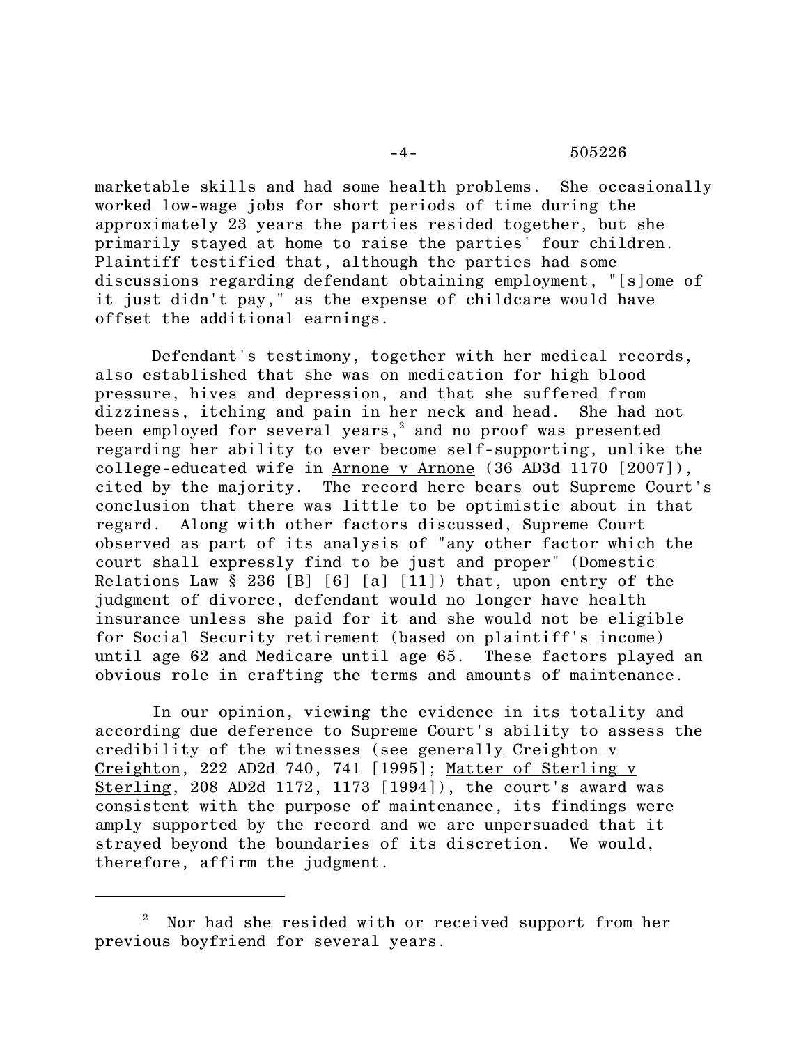marketable skills and had some health problems. She occasionally worked low-wage jobs for short periods of time during the approximately 23 years the parties resided together, but she primarily stayed at home to raise the parties' four children. Plaintiff testified that, although the parties had some discussions regarding defendant obtaining employment, "[s]ome of it just didn't pay," as the expense of childcare would have offset the additional earnings.

Defendant's testimony, together with her medical records, also established that she was on medication for high blood pressure, hives and depression, and that she suffered from dizziness, itching and pain in her neck and head. She had not been employed for several years,[2] and no proof was presented regarding her ability to ever become self-supporting, unlike the college-educated wife in Arnone v Arnone (36 AD3d 1170 [2007]), cited by the majority. The record here bears out Supreme Court's conclusion that there was little to be optimistic about in that regard. Along with other factors discussed, Supreme Court observed as part of its analysis of "any other factor which the court shall expressly find to be just and proper" (Domestic Relations Law § 236 [B] [6] [a] [11]) that, upon entry of the judgment of divorce, defendant would no longer have health insurance unless she paid for it and she would not be eligible for Social Security retirement (based on plaintiff's income) until age 62 and Medicare until age 65. These factors played an obvious role in crafting the terms and amounts of maintenance.

In our opinion, viewing the evidence in its totality and according due deference to Supreme Court's ability to assess the credibility of the witnesses (see generally Creighton v Creighton, 222 AD2d 740, 741 [1995]; Matter of Sterling v Sterling, 208 AD2d 1172, 1173 [1994]), the court's award was consistent with the purpose of maintenance, its findings were amply supported by the record and we are unpersuaded that it strayed beyond the boundaries of its discretion. We would, therefore, affirm the judgment.

---

[2] Nor had she resided with or received support from her previous boyfriend for several years.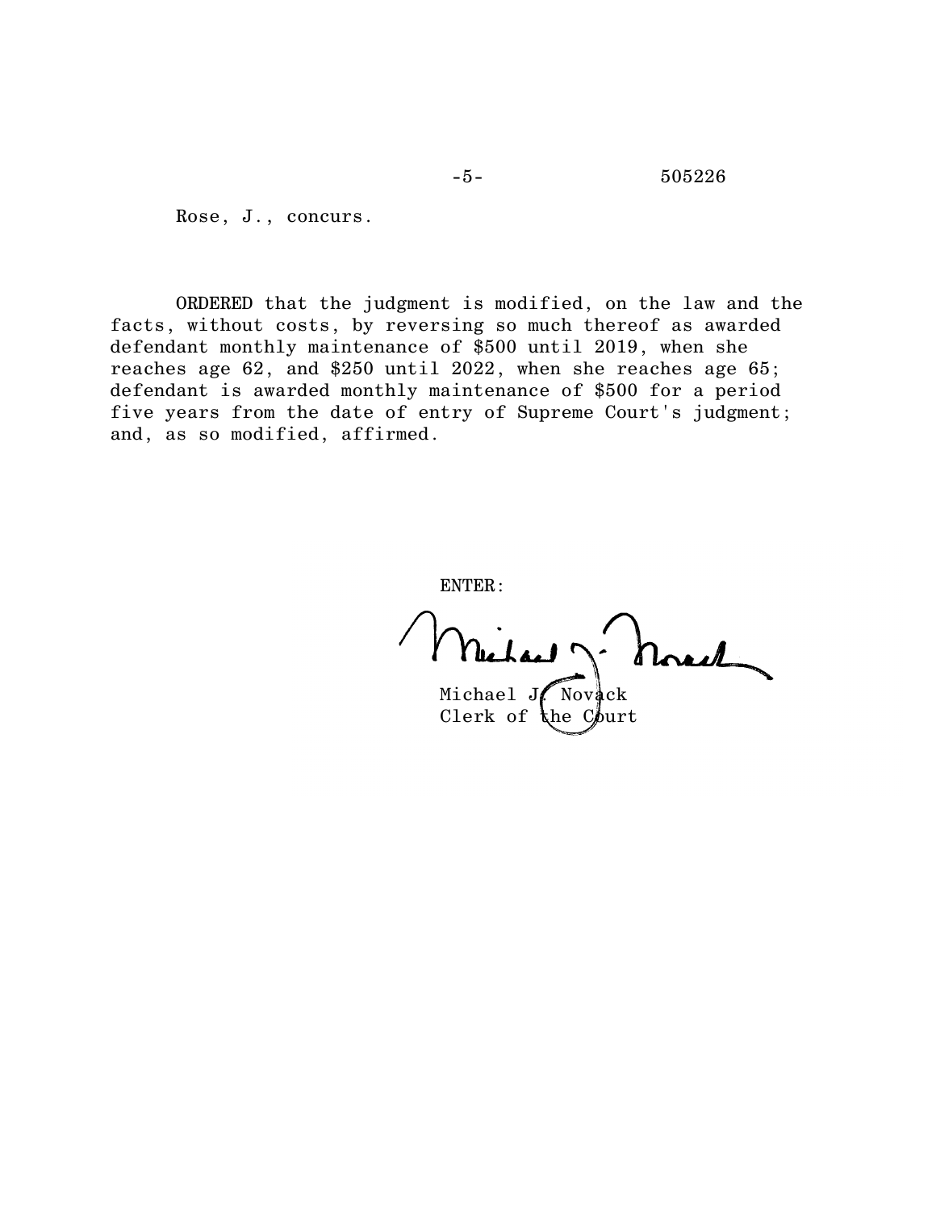Rose, J., concurs.

ORDERED that the judgment is modified, on the law and the facts, without costs, by reversing so much thereof as awarded defendant monthly maintenance of $500 until 2019, when she reaches age 62, and $250 until 2022, when she reaches age 65; defendant is awarded monthly maintenance of $500 for a period five years from the date of entry of Supreme Court's judgment; and, as so modified, affirmed.

ENTER:

Michael J. Novack
Clerk of the Court